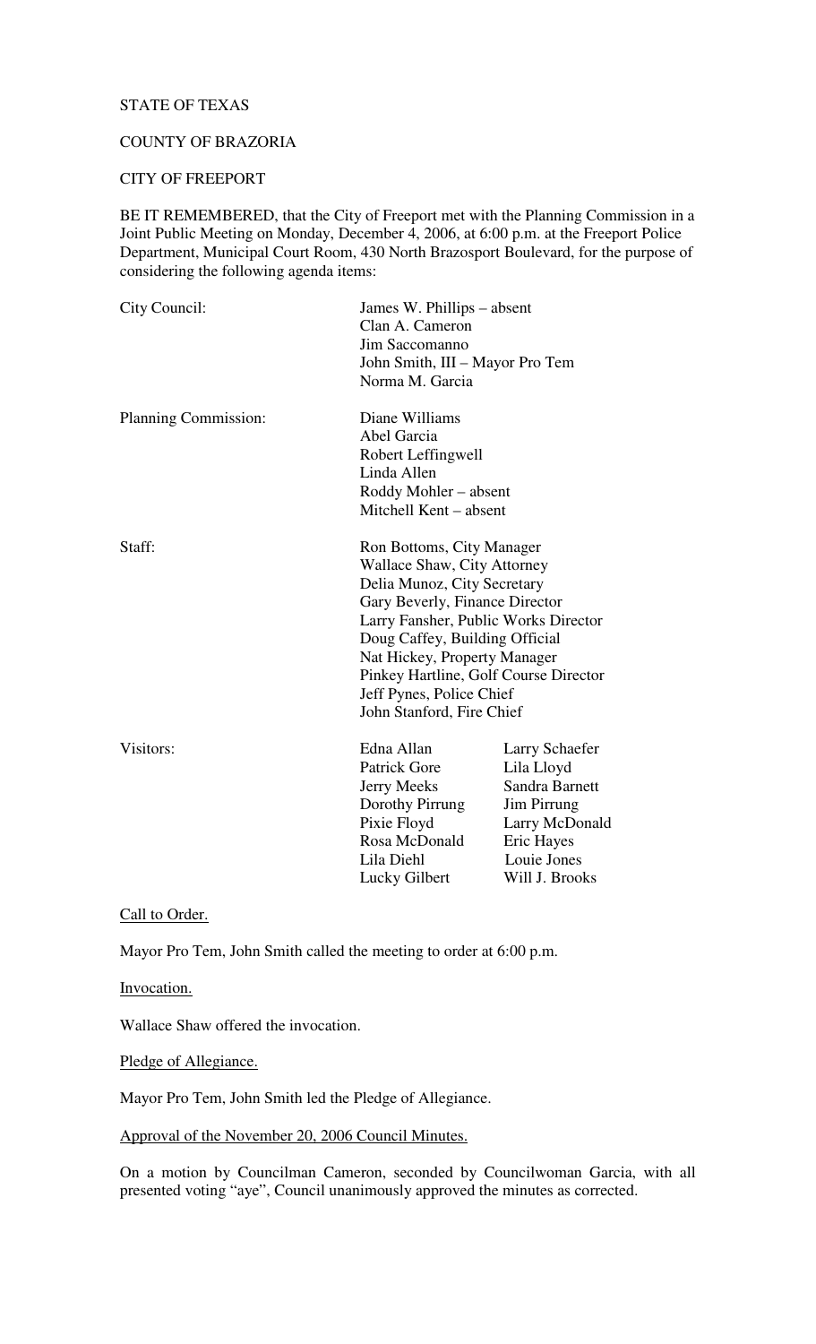STATE OF TEXAS

COUNTY OF BRAZORIA

CITY OF FREEPORT

BE IT REMEMBERED, that the City of Freeport met with the Planning Commission in a Joint Public Meeting on Monday, December 4, 2006, at 6:00 p.m. at the Freeport Police Department, Municipal Court Room, 430 North Brazosport Boulevard, for the purpose of considering the following agenda items:

City Council:
- James W. Phillips – absent
- Clan A. Cameron
- Jim Saccomanno
- John Smith, III – Mayor Pro Tem
- Norma M. Garcia

Planning Commission:
- Diane Williams
- Abel Garcia
- Robert Leffingwell
- Linda Allen
- Roddy Mohler – absent
- Mitchell Kent – absent

Staff:
- Ron Bottoms, City Manager
- Wallace Shaw, City Attorney
- Delia Munoz, City Secretary
- Gary Beverly, Finance Director
- Larry Fansher, Public Works Director
- Doug Caffey, Building Official
- Nat Hickey, Property Manager
- Pinkey Hartline, Golf Course Director
- Jeff Pynes, Police Chief
- John Stanford, Fire Chief

Visitors:

| | |
|---|---|
| Edna Allan | Larry Schaefer |
| Patrick Gore | Lila Lloyd |
| Jerry Meeks | Sandra Barnett |
| Dorothy Pirrung | Jim Pirrung |
| Pixie Floyd | Larry McDonald |
| Rosa McDonald | Eric Hayes |
| Lila Diehl | Louie Jones |
| Lucky Gilbert | Will J. Brooks |

Call to Order.

Mayor Pro Tem, John Smith called the meeting to order at 6:00 p.m.

Invocation.

Wallace Shaw offered the invocation.

Pledge of Allegiance.

Mayor Pro Tem, John Smith led the Pledge of Allegiance.

Approval of the November 20, 2006 Council Minutes.

On a motion by Councilman Cameron, seconded by Councilwoman Garcia, with all presented voting "aye", Council unanimously approved the minutes as corrected.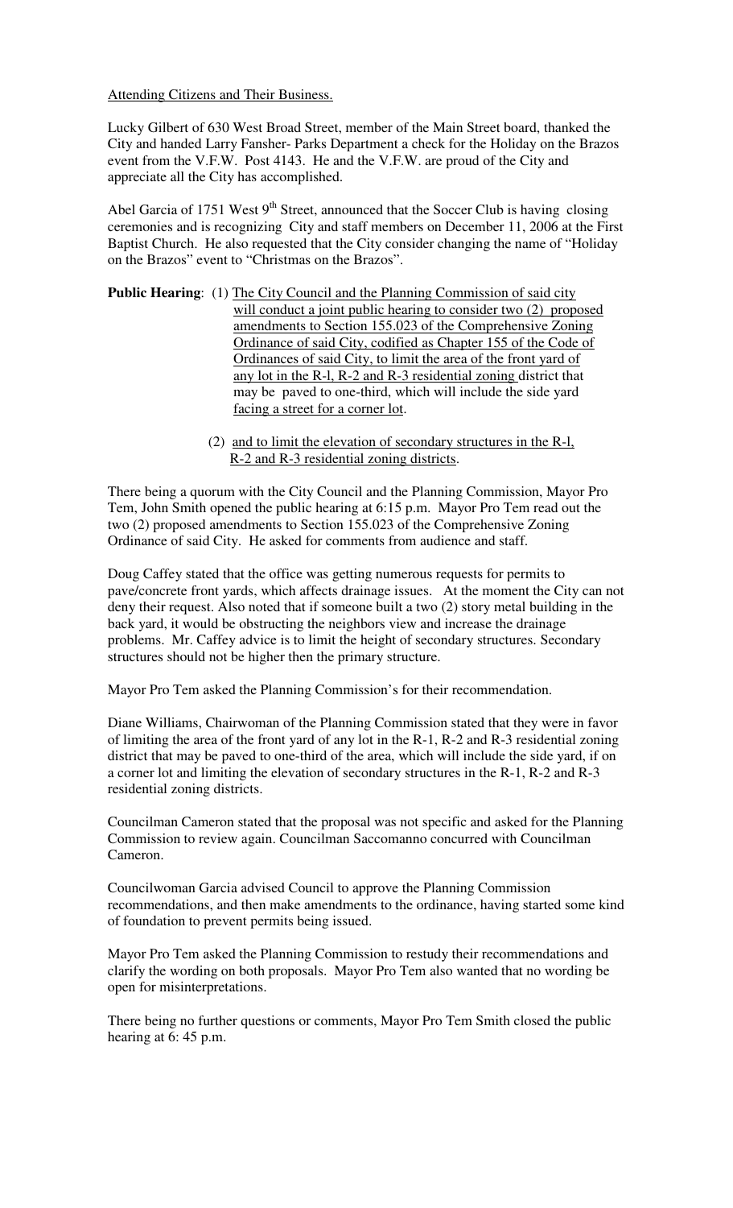Attending Citizens and Their Business.

Lucky Gilbert of 630 West Broad Street, member of the Main Street board, thanked the City and handed Larry Fansher- Parks Department a check for the Holiday on the Brazos event from the V.F.W. Post 4143. He and the V.F.W. are proud of the City and appreciate all the City has accomplished.

Abel Garcia of 1751 West 9th Street, announced that the Soccer Club is having closing ceremonies and is recognizing City and staff members on December 11, 2006 at the First Baptist Church. He also requested that the City consider changing the name of "Holiday on the Brazos" event to "Christmas on the Brazos".

**Public Hearing**: (1) The City Council and the Planning Commission of said city will conduct a joint public hearing to consider two (2) proposed amendments to Section 155.023 of the Comprehensive Zoning Ordinance of said City, codified as Chapter 155 of the Code of Ordinances of said City, to limit the area of the front yard of any lot in the R-l, R-2 and R-3 residential zoning district that may be paved to one-third, which will include the side yard facing a street for a corner lot.

(2) and to limit the elevation of secondary structures in the R-l, R-2 and R-3 residential zoning districts.

There being a quorum with the City Council and the Planning Commission, Mayor Pro Tem, John Smith opened the public hearing at 6:15 p.m. Mayor Pro Tem read out the two (2) proposed amendments to Section 155.023 of the Comprehensive Zoning Ordinance of said City. He asked for comments from audience and staff.

Doug Caffey stated that the office was getting numerous requests for permits to pave/concrete front yards, which affects drainage issues. At the moment the City can not deny their request. Also noted that if someone built a two (2) story metal building in the back yard, it would be obstructing the neighbors view and increase the drainage problems. Mr. Caffey advice is to limit the height of secondary structures. Secondary structures should not be higher then the primary structure.

Mayor Pro Tem asked the Planning Commission's for their recommendation.

Diane Williams, Chairwoman of the Planning Commission stated that they were in favor of limiting the area of the front yard of any lot in the R-1, R-2 and R-3 residential zoning district that may be paved to one-third of the area, which will include the side yard, if on a corner lot and limiting the elevation of secondary structures in the R-1, R-2 and R-3 residential zoning districts.

Councilman Cameron stated that the proposal was not specific and asked for the Planning Commission to review again. Councilman Saccomanno concurred with Councilman Cameron.

Councilwoman Garcia advised Council to approve the Planning Commission recommendations, and then make amendments to the ordinance, having started some kind of foundation to prevent permits being issued.

Mayor Pro Tem asked the Planning Commission to restudy their recommendations and clarify the wording on both proposals. Mayor Pro Tem also wanted that no wording be open for misinterpretations.

There being no further questions or comments, Mayor Pro Tem Smith closed the public hearing at 6: 45 p.m.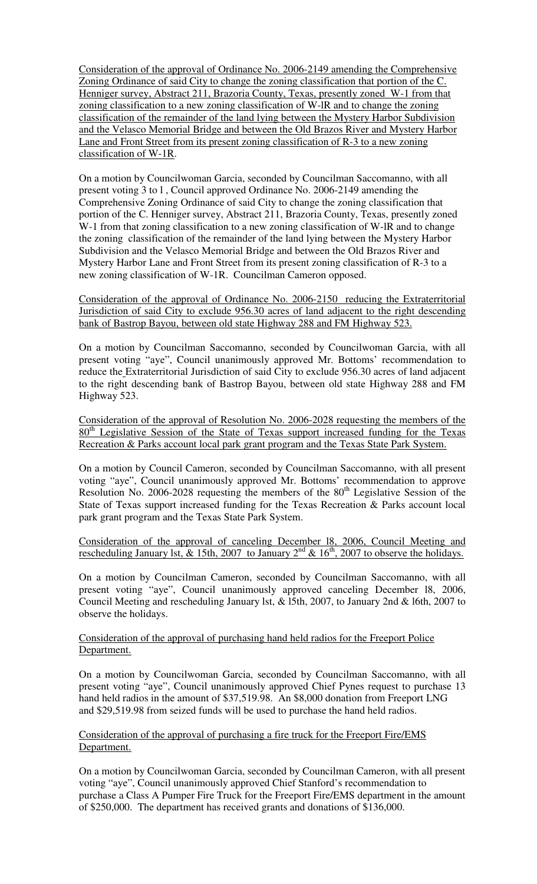<u>Consideration of the approval of Ordinance No. 2006-2149 amending the Comprehensive Zoning Ordinance of said City to change the zoning classification that portion of the C. Henniger survey, Abstract 211, Brazoria County, Texas, presently zoned W-1 from that zoning classification to a new zoning classification of W-lR and to change the zoning classification of the remainder of the land lying between the Mystery Harbor Subdivision and the Velasco Memorial Bridge and between the Old Brazos River and Mystery Harbor Lane and Front Street from its present zoning classification of R-3 to a new zoning classification of W-1R.</u>

On a motion by Councilwoman Garcia, seconded by Councilman Saccomanno, with all present voting 3 to l , Council approved Ordinance No. 2006-2149 amending the Comprehensive Zoning Ordinance of said City to change the zoning classification that portion of the C. Henniger survey, Abstract 211, Brazoria County, Texas, presently zoned W-1 from that zoning classification to a new zoning classification of W-lR and to change the zoning classification of the remainder of the land lying between the Mystery Harbor Subdivision and the Velasco Memorial Bridge and between the Old Brazos River and Mystery Harbor Lane and Front Street from its present zoning classification of R-3 to a new zoning classification of W-1R. Councilman Cameron opposed.

<u>Consideration of the approval of Ordinance No. 2006-2150 reducing the Extraterritorial Jurisdiction of said City to exclude 956.30 acres of land adjacent to the right descending bank of Bastrop Bayou, between old state Highway 288 and FM Highway 523.</u>

On a motion by Councilman Saccomanno, seconded by Councilwoman Garcia, with all present voting "aye", Council unanimously approved Mr. Bottoms' recommendation to reduce the Extraterritorial Jurisdiction of said City to exclude 956.30 acres of land adjacent to the right descending bank of Bastrop Bayou, between old state Highway 288 and FM Highway 523.

<u>Consideration of the approval of Resolution No. 2006-2028 requesting the members of the 80th Legislative Session of the State of Texas support increased funding for the Texas Recreation & Parks account local park grant program and the Texas State Park System.</u>

On a motion by Council Cameron, seconded by Councilman Saccomanno, with all present voting "aye", Council unanimously approved Mr. Bottoms' recommendation to approve Resolution No. 2006-2028 requesting the members of the 80th Legislative Session of the State of Texas support increased funding for the Texas Recreation & Parks account local park grant program and the Texas State Park System.

<u>Consideration of the approval of canceling December l8, 2006, Council Meeting and rescheduling January lst, & 15th, 2007 to January 2nd & 16th, 2007 to observe the holidays.</u>

On a motion by Councilman Cameron, seconded by Councilman Saccomanno, with all present voting "aye", Council unanimously approved canceling December l8, 2006, Council Meeting and rescheduling January lst, & l5th, 2007, to January 2nd & l6th, 2007 to observe the holidays.

<u>Consideration of the approval of purchasing hand held radios for the Freeport Police Department.</u>

On a motion by Councilwoman Garcia, seconded by Councilman Saccomanno, with all present voting "aye", Council unanimously approved Chief Pynes request to purchase 13 hand held radios in the amount of $37,519.98. An $8,000 donation from Freeport LNG and $29,519.98 from seized funds will be used to purchase the hand held radios.

<u>Consideration of the approval of purchasing a fire truck for the Freeport Fire/EMS Department.</u>

On a motion by Councilwoman Garcia, seconded by Councilman Cameron, with all present voting "aye", Council unanimously approved Chief Stanford's recommendation to purchase a Class A Pumper Fire Truck for the Freeport Fire/EMS department in the amount of $250,000. The department has received grants and donations of $136,000.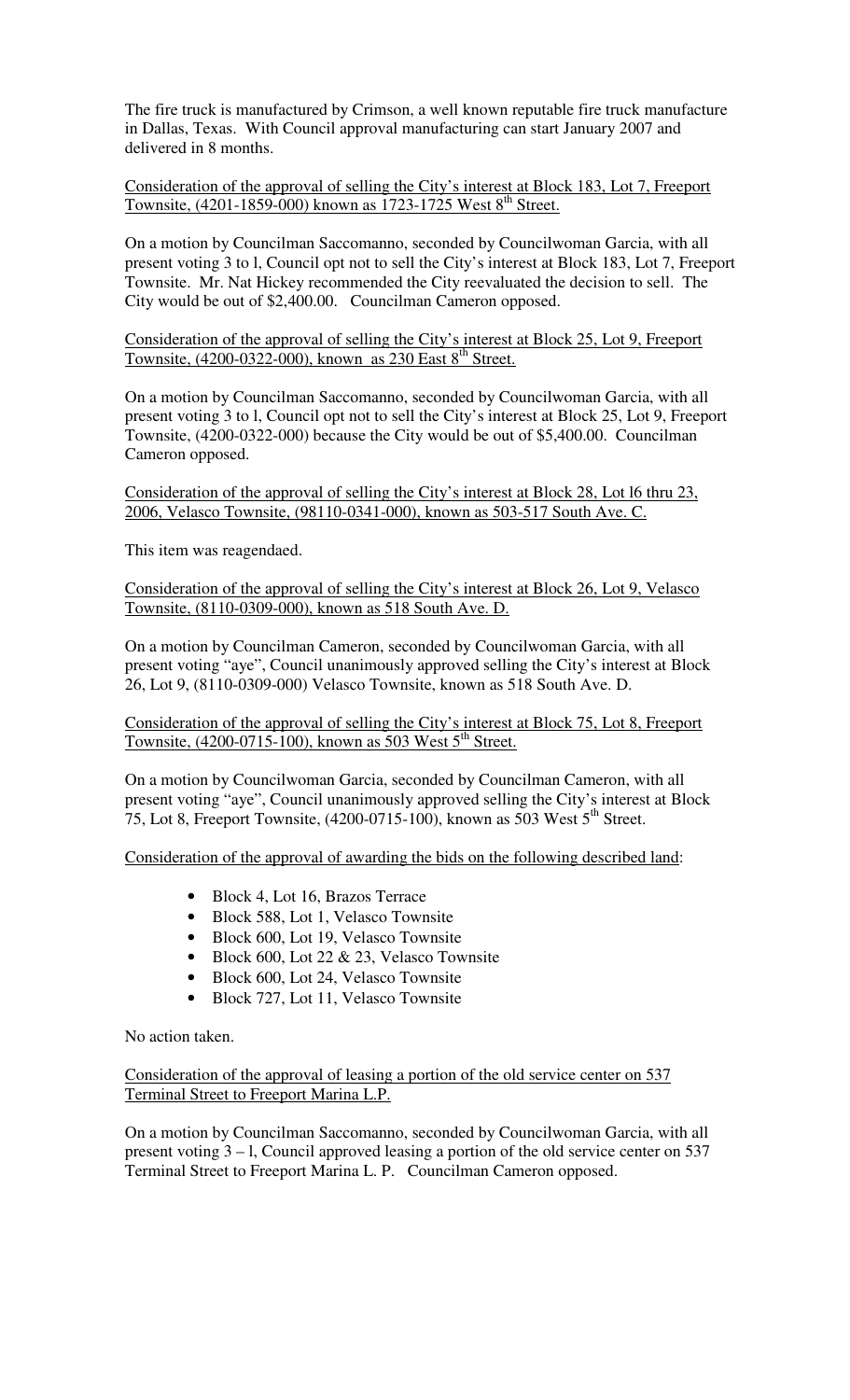The fire truck is manufactured by Crimson, a well known reputable fire truck manufacture in Dallas, Texas. With Council approval manufacturing can start January 2007 and delivered in 8 months.

<u>Consideration of the approval of selling the City's interest at Block 183, Lot 7, Freeport Townsite, (4201-1859-000) known as 1723-1725 West 8th Street.</u>

On a motion by Councilman Saccomanno, seconded by Councilwoman Garcia, with all present voting 3 to l, Council opt not to sell the City's interest at Block 183, Lot 7, Freeport Townsite. Mr. Nat Hickey recommended the City reevaluated the decision to sell. The City would be out of $2,400.00. Councilman Cameron opposed.

<u>Consideration of the approval of selling the City's interest at Block 25, Lot 9, Freeport Townsite, (4200-0322-000), known as 230 East 8th Street.</u>

On a motion by Councilman Saccomanno, seconded by Councilwoman Garcia, with all present voting 3 to l, Council opt not to sell the City's interest at Block 25, Lot 9, Freeport Townsite, (4200-0322-000) because the City would be out of $5,400.00. Councilman Cameron opposed.

<u>Consideration of the approval of selling the City's interest at Block 28, Lot l6 thru 23, 2006, Velasco Townsite, (98110-0341-000), known as 503-517 South Ave. C.</u>

This item was reagendaed.

<u>Consideration of the approval of selling the City's interest at Block 26, Lot 9, Velasco Townsite, (8110-0309-000), known as 518 South Ave. D.</u>

On a motion by Councilman Cameron, seconded by Councilwoman Garcia, with all present voting "aye", Council unanimously approved selling the City's interest at Block 26, Lot 9, (8110-0309-000) Velasco Townsite, known as 518 South Ave. D.

<u>Consideration of the approval of selling the City's interest at Block 75, Lot 8, Freeport Townsite, (4200-0715-100), known as 503 West 5th Street.</u>

On a motion by Councilwoman Garcia, seconded by Councilman Cameron, with all present voting "aye", Council unanimously approved selling the City's interest at Block 75, Lot 8, Freeport Townsite, (4200-0715-100), known as 503 West 5th Street.

<u>Consideration of the approval of awarding the bids on the following described land:</u>

- Block 4, Lot 16, Brazos Terrace
- Block 588, Lot 1, Velasco Townsite
- Block 600, Lot 19, Velasco Townsite
- Block 600, Lot 22 & 23, Velasco Townsite
- Block 600, Lot 24, Velasco Townsite
- Block 727, Lot 11, Velasco Townsite

No action taken.

<u>Consideration of the approval of leasing a portion of the old service center on 537 Terminal Street to Freeport Marina L.P.</u>

On a motion by Councilman Saccomanno, seconded by Councilwoman Garcia, with all present voting 3 – l, Council approved leasing a portion of the old service center on 537 Terminal Street to Freeport Marina L. P. Councilman Cameron opposed.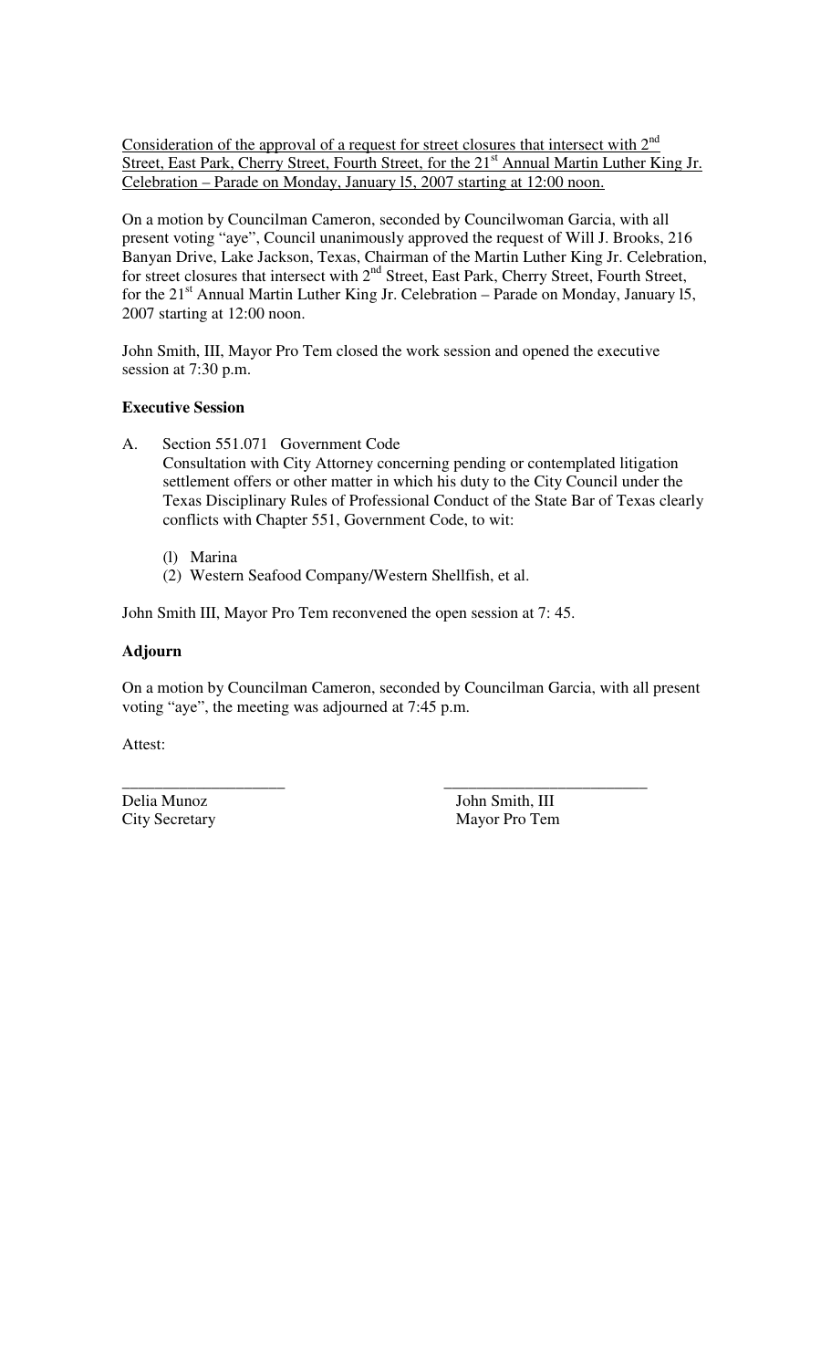Consideration of the approval of a request for street closures that intersect with 2nd Street, East Park, Cherry Street, Fourth Street, for the 21st Annual Martin Luther King Jr. Celebration – Parade on Monday, January l5, 2007 starting at 12:00 noon.

On a motion by Councilman Cameron, seconded by Councilwoman Garcia, with all present voting "aye", Council unanimously approved the request of Will J. Brooks, 216 Banyan Drive, Lake Jackson, Texas, Chairman of the Martin Luther King Jr. Celebration, for street closures that intersect with 2nd Street, East Park, Cherry Street, Fourth Street, for the 21st Annual Martin Luther King Jr. Celebration – Parade on Monday, January l5, 2007 starting at 12:00 noon.

John Smith, III, Mayor Pro Tem closed the work session and opened the executive session at 7:30 p.m.

**Executive Session**

A. Section 551.071 Government Code
Consultation with City Attorney concerning pending or contemplated litigation settlement offers or other matter in which his duty to the City Council under the Texas Disciplinary Rules of Professional Conduct of the State Bar of Texas clearly conflicts with Chapter 551, Government Code, to wit:

(l) Marina
(2) Western Seafood Company/Western Shellfish, et al.

John Smith III, Mayor Pro Tem reconvened the open session at 7: 45.

**Adjourn**

On a motion by Councilman Cameron, seconded by Councilman Garcia, with all present voting "aye", the meeting was adjourned at 7:45 p.m.

Attest:

____________________ ________________________

Delia Munoz
City Secretary

John Smith, III
Mayor Pro Tem